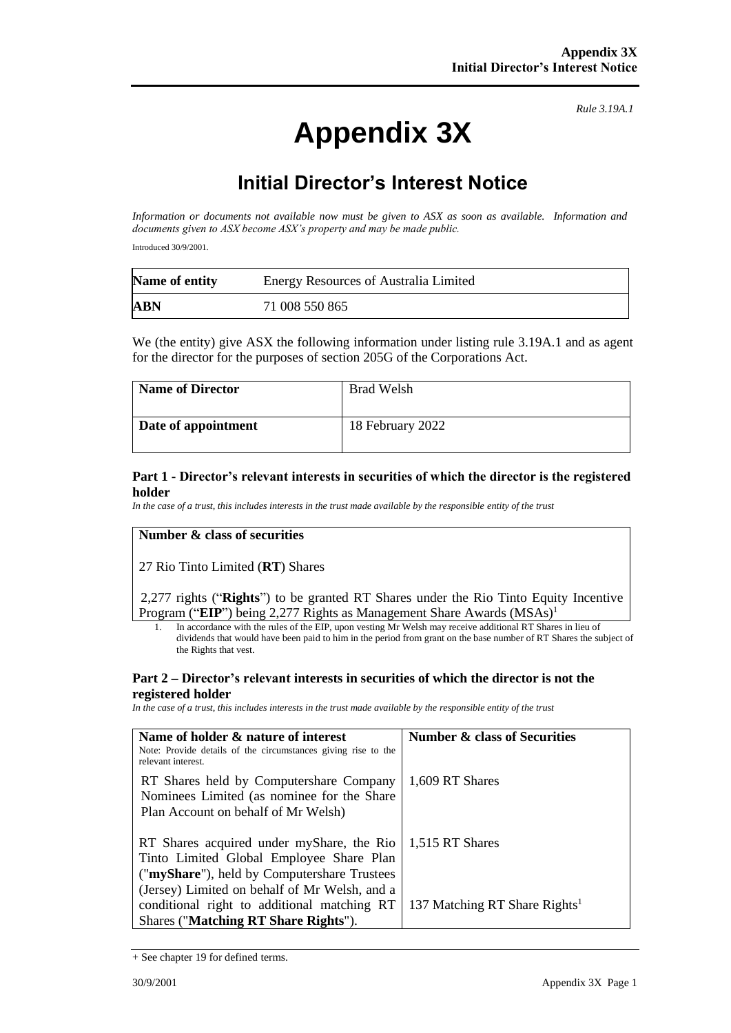*Rule 3.19A.1*

# Appendix 3X

## Initial Director's Interest Notice

*Information or documents not available now must be given to ASX as soon as available. Information and documents given to ASX become ASX's property and may be made public.*

Introduced 30/9/2001.

| **Name of entity** | Energy Resources of Australia Limited |
|---|---|
| **ABN** | 71 008 550 865 |

We (the entity) give ASX the following information under listing rule 3.19A.1 and as agent for the director for the purposes of section 205G of the Corporations Act.

| **Name of Director** | Brad Welsh |
|---|---|
| **Date of appointment** | 18 February 2022 |

### Part 1 - Director's relevant interests in securities of which the director is the registered holder

*In the case of a trust, this includes interests in the trust made available by the responsible entity of the trust*

| **Number & class of securities** |
|---|
| 27 Rio Tinto Limited (**RT**) Shares<br><br>2,277 rights ("**Rights**") to be granted RT Shares under the Rio Tinto Equity Incentive Program ("**EIP**") being 2,277 Rights as Management Share Awards (MSAs)[1] |

1. In accordance with the rules of the EIP, upon vesting Mr Welsh may receive additional RT Shares in lieu of dividends that would have been paid to him in the period from grant on the base number of RT Shares the subject of the Rights that vest.

### Part 2 – Director's relevant interests in securities of which the director is not the registered holder

*In the case of a trust, this includes interests in the trust made available by the responsible entity of the trust*

| **Name of holder & nature of interest**<br>Note: Provide details of the circumstances giving rise to the relevant interest. | **Number & class of Securities** |
|---|---|
| RT Shares held by Computershare Company Nominees Limited (as nominee for the Share Plan Account on behalf of Mr Welsh) | 1,609 RT Shares |
| RT Shares acquired under myShare, the Rio Tinto Limited Global Employee Share Plan ("**myShare**"), held by Computershare Trustees (Jersey) Limited on behalf of Mr Welsh, and a conditional right to additional matching RT Shares ("**Matching RT Share Rights**"). | 1,515 RT Shares<br><br>137 Matching RT Share Rights[1] |

+ See chapter 19 for defined terms.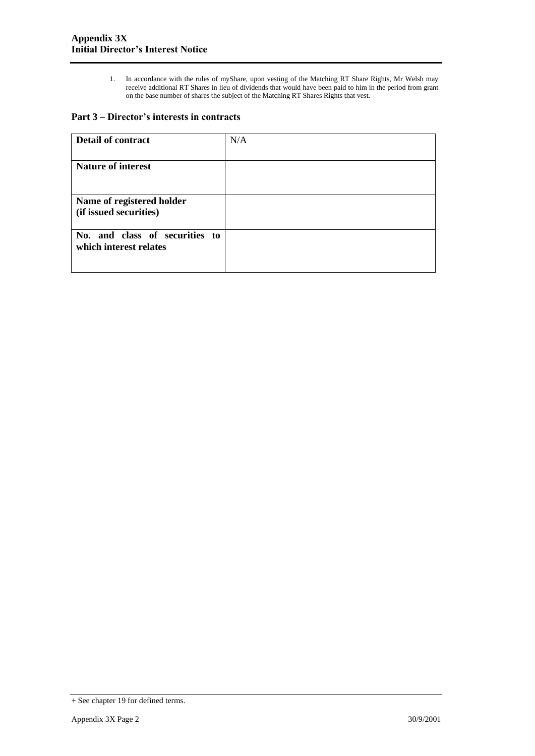1. In accordance with the rules of myShare, upon vesting of the Matching RT Share Rights, Mr Welsh may receive additional RT Shares in lieu of dividends that would have been paid to him in the period from grant on the base number of shares the subject of the Matching RT Shares Rights that vest.

## Part 3 – Director's interests in contracts

| | |
|---|---|
| **Detail of contract** | N/A |
| **Nature of interest** | |
| **Name of registered holder (if issued securities)** | |
| **No. and class of securities to which interest relates** | |

+ See chapter 19 for defined terms.